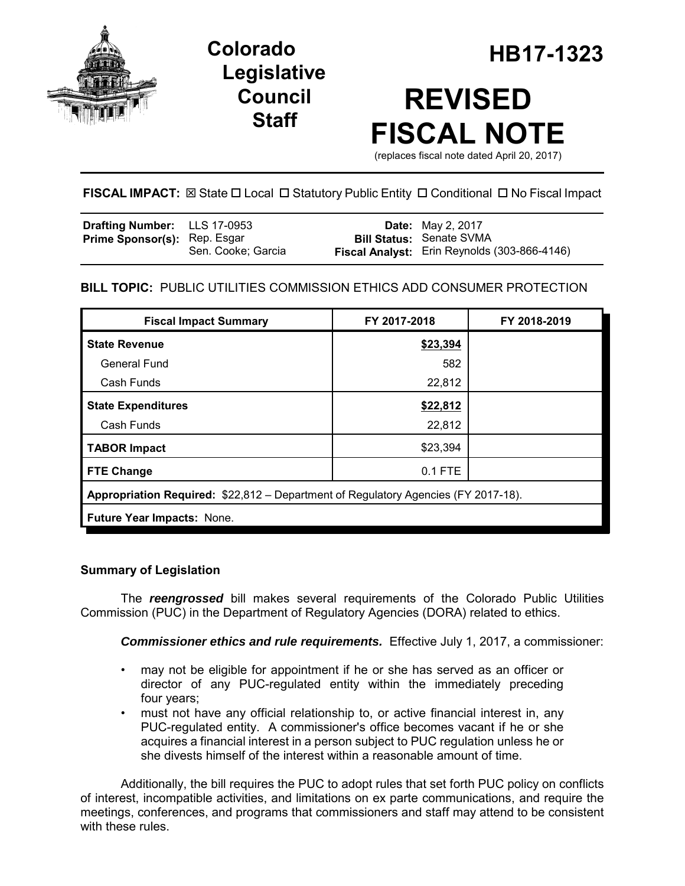# Colorado Legislative Council Staff

# HB17-1323

# REVISED FISCAL NOTE

(replaces fiscal note dated April 20, 2017)

**FISCAL IMPACT:** ☒ State ☐ Local ☐ Statutory Public Entity ☐ Conditional ☐ No Fiscal Impact

| | | | |
|---|---|---|---|
| **Drafting Number:** | LLS 17-0953 | **Date:** | May 2, 2017 |
| **Prime Sponsor(s):** | Rep. Esgar<br>Sen. Cooke; Garcia | **Bill Status:** | Senate SVMA |
| | | **Fiscal Analyst:** | Erin Reynolds (303-866-4146) |

**BILL TOPIC:** PUBLIC UTILITIES COMMISSION ETHICS ADD CONSUMER PROTECTION

| Fiscal Impact Summary | FY 2017-2018 | FY 2018-2019 |
|---|---|---|
| **State Revenue** | **$23,394** | |
| General Fund | 582 | |
| Cash Funds | 22,812 | |
| **State Expenditures** | **$22,812** | |
| Cash Funds | 22,812 | |
| **TABOR Impact** | $23,394 | |
| **FTE Change** | 0.1 FTE | |
| **Appropriation Required:** $22,812 – Department of Regulatory Agencies (FY 2017-18). | | |
| **Future Year Impacts:** None. | | |

## Summary of Legislation

The ***reengrossed*** bill makes several requirements of the Colorado Public Utilities Commission (PUC) in the Department of Regulatory Agencies (DORA) related to ethics.

***Commissioner ethics and rule requirements.*** Effective July 1, 2017, a commissioner:

- may not be eligible for appointment if he or she has served as an officer or director of any PUC-regulated entity within the immediately preceding four years;
- must not have any official relationship to, or active financial interest in, any PUC-regulated entity. A commissioner's office becomes vacant if he or she acquires a financial interest in a person subject to PUC regulation unless he or she divests himself of the interest within a reasonable amount of time.

Additionally, the bill requires the PUC to adopt rules that set forth PUC policy on conflicts of interest, incompatible activities, and limitations on ex parte communications, and require the meetings, conferences, and programs that commissioners and staff may attend to be consistent with these rules.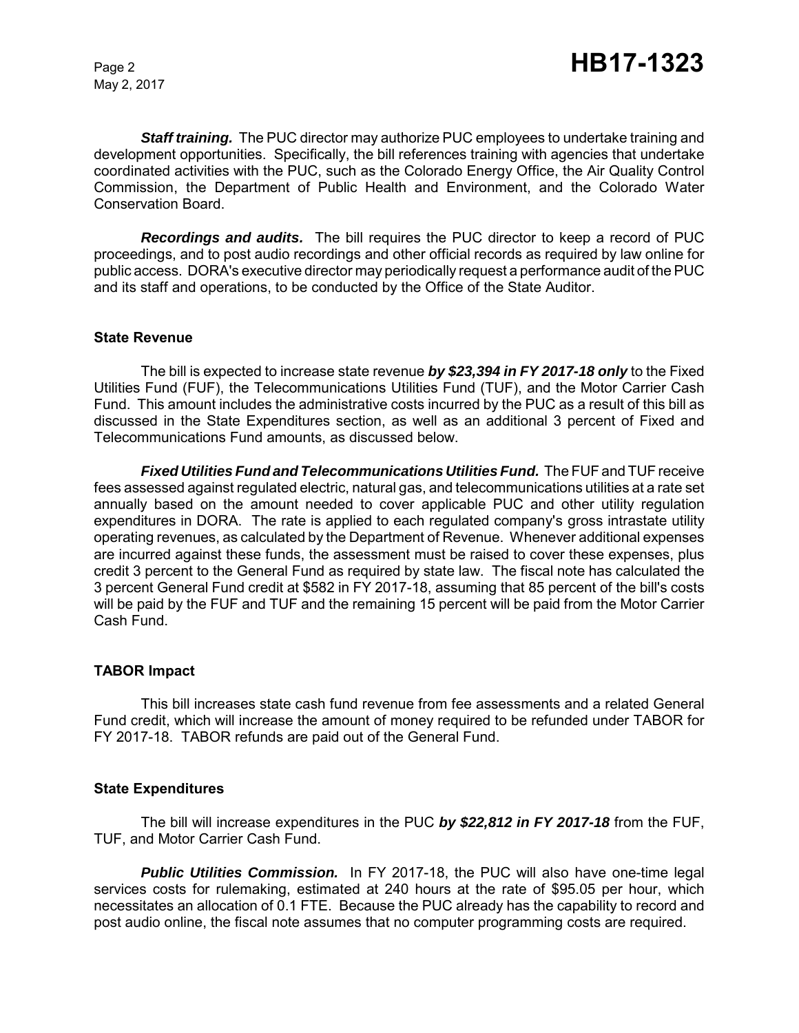***Staff training.*** The PUC director may authorize PUC employees to undertake training and development opportunities. Specifically, the bill references training with agencies that undertake coordinated activities with the PUC, such as the Colorado Energy Office, the Air Quality Control Commission, the Department of Public Health and Environment, and the Colorado Water Conservation Board.

***Recordings and audits.*** The bill requires the PUC director to keep a record of PUC proceedings, and to post audio recordings and other official records as required by law online for public access. DORA's executive director may periodically request a performance audit of the PUC and its staff and operations, to be conducted by the Office of the State Auditor.

## State Revenue

The bill is expected to increase state revenue ***by $23,394 in FY 2017-18 only*** to the Fixed Utilities Fund (FUF), the Telecommunications Utilities Fund (TUF), and the Motor Carrier Cash Fund. This amount includes the administrative costs incurred by the PUC as a result of this bill as discussed in the State Expenditures section, as well as an additional 3 percent of Fixed and Telecommunications Fund amounts, as discussed below.

***Fixed Utilities Fund and Telecommunications Utilities Fund.*** The FUF and TUF receive fees assessed against regulated electric, natural gas, and telecommunications utilities at a rate set annually based on the amount needed to cover applicable PUC and other utility regulation expenditures in DORA. The rate is applied to each regulated company's gross intrastate utility operating revenues, as calculated by the Department of Revenue. Whenever additional expenses are incurred against these funds, the assessment must be raised to cover these expenses, plus credit 3 percent to the General Fund as required by state law. The fiscal note has calculated the 3 percent General Fund credit at $582 in FY 2017-18, assuming that 85 percent of the bill's costs will be paid by the FUF and TUF and the remaining 15 percent will be paid from the Motor Carrier Cash Fund.

## TABOR Impact

This bill increases state cash fund revenue from fee assessments and a related General Fund credit, which will increase the amount of money required to be refunded under TABOR for FY 2017-18. TABOR refunds are paid out of the General Fund.

## State Expenditures

The bill will increase expenditures in the PUC ***by $22,812 in FY 2017-18*** from the FUF, TUF, and Motor Carrier Cash Fund.

***Public Utilities Commission.*** In FY 2017-18, the PUC will also have one-time legal services costs for rulemaking, estimated at 240 hours at the rate of $95.05 per hour, which necessitates an allocation of 0.1 FTE. Because the PUC already has the capability to record and post audio online, the fiscal note assumes that no computer programming costs are required.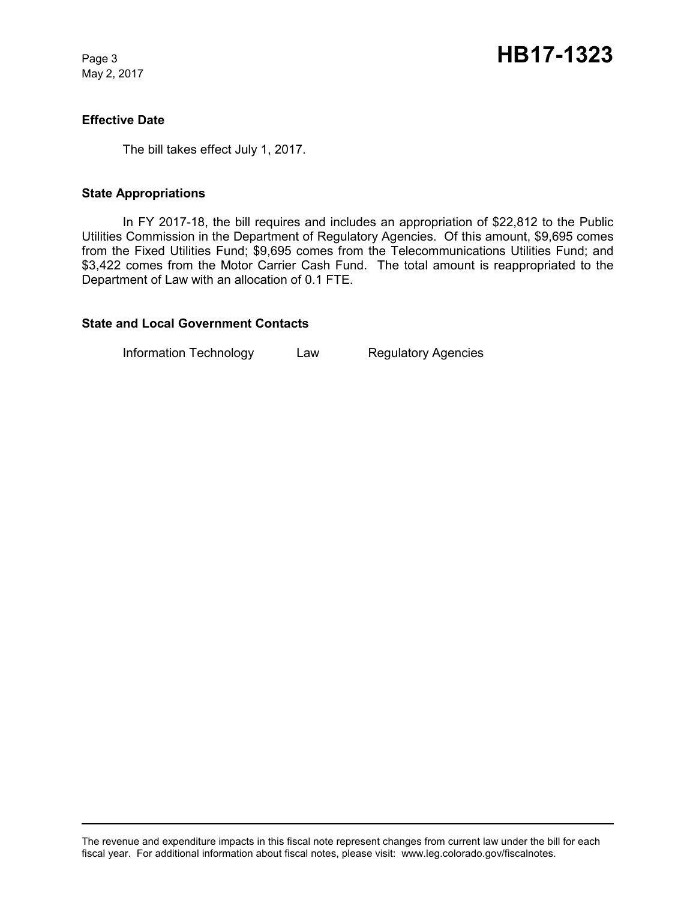## Effective Date

The bill takes effect July 1, 2017.

## State Appropriations

In FY 2017-18, the bill requires and includes an appropriation of $22,812 to the Public Utilities Commission in the Department of Regulatory Agencies. Of this amount, $9,695 comes from the Fixed Utilities Fund; $9,695 comes from the Telecommunications Utilities Fund; and $3,422 comes from the Motor Carrier Cash Fund. The total amount is reappropriated to the Department of Law with an allocation of 0.1 FTE.

## State and Local Government Contacts

Information Technology    Law    Regulatory Agencies

The revenue and expenditure impacts in this fiscal note represent changes from current law under the bill for each fiscal year. For additional information about fiscal notes, please visit: www.leg.colorado.gov/fiscalnotes.